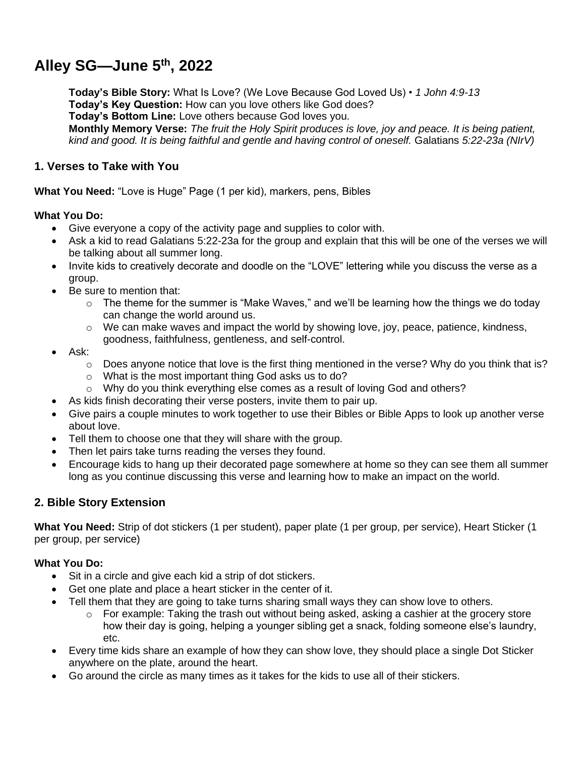# Alley SG—June 5th, 2022

**Today's Bible Story:** What Is Love? (We Love Because God Loved Us) • *1 John 4:9-13*
**Today's Key Question:** How can you love others like God does?
**Today's Bottom Line:** Love others because God loves you.
**Monthly Memory Verse:** *The fruit the Holy Spirit produces is love, joy and peace. It is being patient, kind and good. It is being faithful and gentle and having control of oneself.* Galatians *5:22-23a (NIrV)*

## 1. Verses to Take with You

**What You Need:** "Love is Huge" Page (1 per kid), markers, pens, Bibles

**What You Do:**

- Give everyone a copy of the activity page and supplies to color with.
- Ask a kid to read Galatians 5:22-23a for the group and explain that this will be one of the verses we will be talking about all summer long.
- Invite kids to creatively decorate and doodle on the "LOVE" lettering while you discuss the verse as a group.
- Be sure to mention that:
    - The theme for the summer is "Make Waves," and we'll be learning how the things we do today can change the world around us.
    - We can make waves and impact the world by showing love, joy, peace, patience, kindness, goodness, faithfulness, gentleness, and self-control.
- Ask:
    - Does anyone notice that love is the first thing mentioned in the verse? Why do you think that is?
    - What is the most important thing God asks us to do?
    - Why do you think everything else comes as a result of loving God and others?
- As kids finish decorating their verse posters, invite them to pair up.
- Give pairs a couple minutes to work together to use their Bibles or Bible Apps to look up another verse about love.
- Tell them to choose one that they will share with the group.
- Then let pairs take turns reading the verses they found.
- Encourage kids to hang up their decorated page somewhere at home so they can see them all summer long as you continue discussing this verse and learning how to make an impact on the world.

## 2. Bible Story Extension

**What You Need:** Strip of dot stickers (1 per student), paper plate (1 per group, per service), Heart Sticker (1 per group, per service)

**What You Do:**

- Sit in a circle and give each kid a strip of dot stickers.
- Get one plate and place a heart sticker in the center of it.
- Tell them that they are going to take turns sharing small ways they can show love to others.
    - For example: Taking the trash out without being asked, asking a cashier at the grocery store how their day is going, helping a younger sibling get a snack, folding someone else's laundry, etc.
- Every time kids share an example of how they can show love, they should place a single Dot Sticker anywhere on the plate, around the heart.
- Go around the circle as many times as it takes for the kids to use all of their stickers.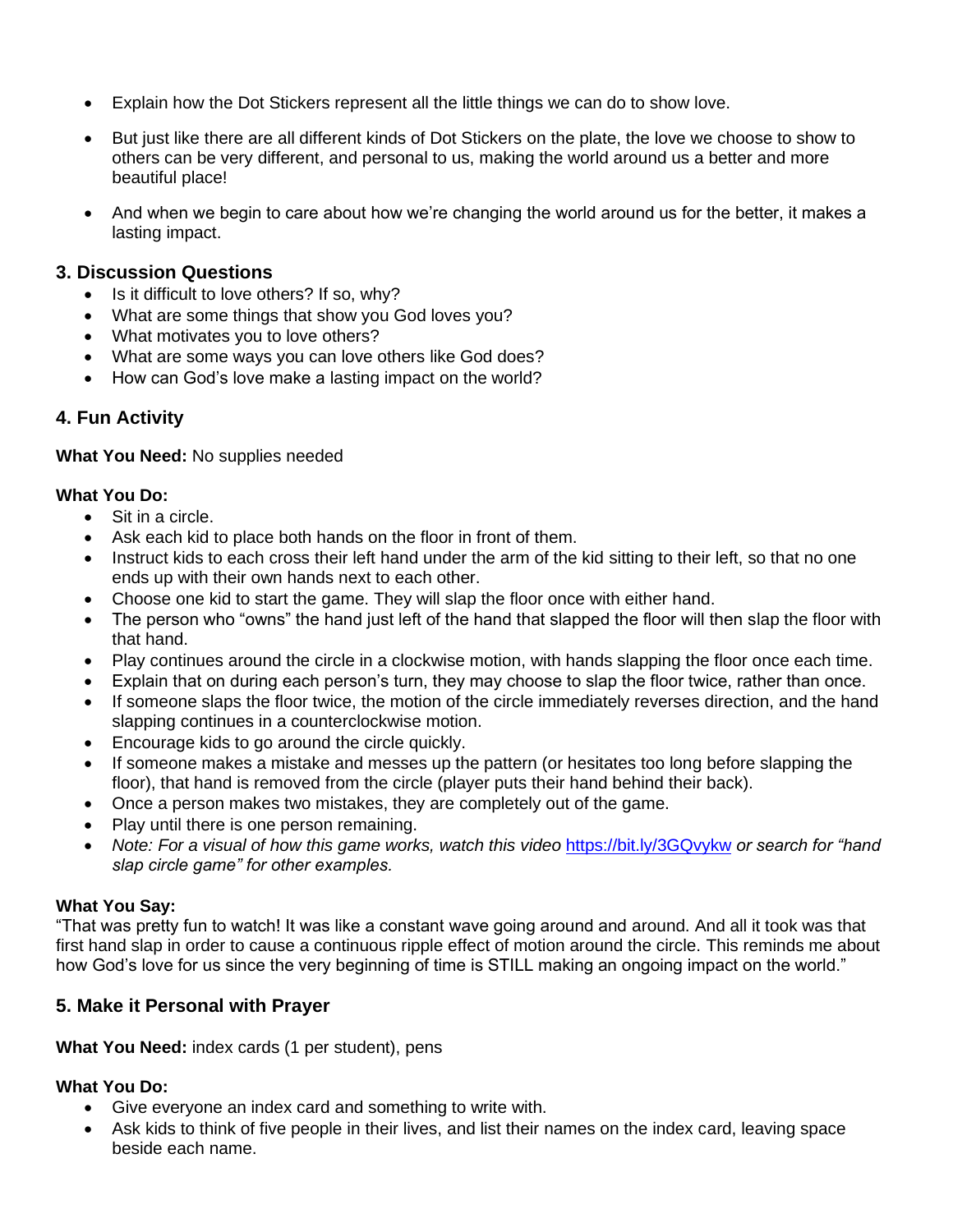- Explain how the Dot Stickers represent all the little things we can do to show love.
- But just like there are all different kinds of Dot Stickers on the plate, the love we choose to show to others can be very different, and personal to us, making the world around us a better and more beautiful place!
- And when we begin to care about how we're changing the world around us for the better, it makes a lasting impact.

## 3. Discussion Questions

- Is it difficult to love others? If so, why?
- What are some things that show you God loves you?
- What motivates you to love others?
- What are some ways you can love others like God does?
- How can God's love make a lasting impact on the world?

## 4. Fun Activity

**What You Need:** No supplies needed

**What You Do:**

- Sit in a circle.
- Ask each kid to place both hands on the floor in front of them.
- Instruct kids to each cross their left hand under the arm of the kid sitting to their left, so that no one ends up with their own hands next to each other.
- Choose one kid to start the game. They will slap the floor once with either hand.
- The person who "owns" the hand just left of the hand that slapped the floor will then slap the floor with that hand.
- Play continues around the circle in a clockwise motion, with hands slapping the floor once each time.
- Explain that on during each person's turn, they may choose to slap the floor twice, rather than once.
- If someone slaps the floor twice, the motion of the circle immediately reverses direction, and the hand slapping continues in a counterclockwise motion.
- Encourage kids to go around the circle quickly.
- If someone makes a mistake and messes up the pattern (or hesitates too long before slapping the floor), that hand is removed from the circle (player puts their hand behind their back).
- Once a person makes two mistakes, they are completely out of the game.
- Play until there is one person remaining.
- *Note: For a visual of how this game works, watch this video* https://bit.ly/3GQvykw *or search for "hand slap circle game" for other examples.*

**What You Say:**

"That was pretty fun to watch! It was like a constant wave going around and around. And all it took was that first hand slap in order to cause a continuous ripple effect of motion around the circle. This reminds me about how God's love for us since the very beginning of time is STILL making an ongoing impact on the world."

## 5. Make it Personal with Prayer

**What You Need:** index cards (1 per student), pens

**What You Do:**

- Give everyone an index card and something to write with.
- Ask kids to think of five people in their lives, and list their names on the index card, leaving space beside each name.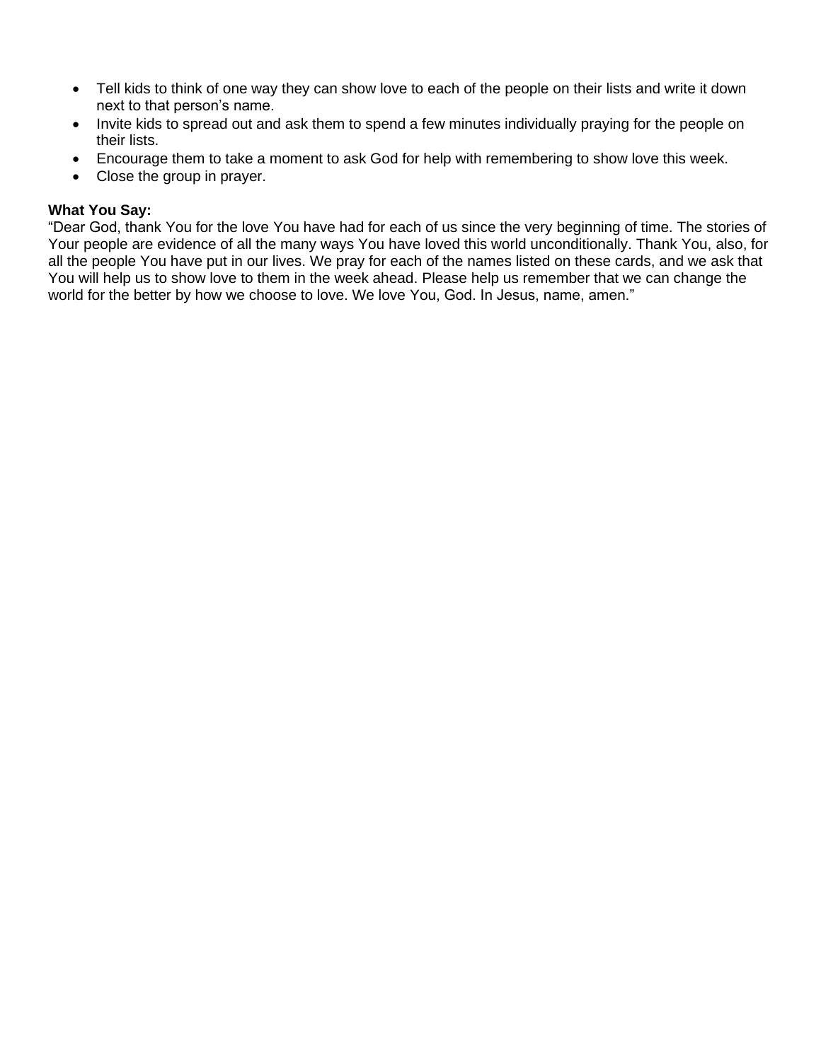- Tell kids to think of one way they can show love to each of the people on their lists and write it down next to that person's name.
- Invite kids to spread out and ask them to spend a few minutes individually praying for the people on their lists.
- Encourage them to take a moment to ask God for help with remembering to show love this week.
- Close the group in prayer.

**What You Say:**
"Dear God, thank You for the love You have had for each of us since the very beginning of time. The stories of Your people are evidence of all the many ways You have loved this world unconditionally. Thank You, also, for all the people You have put in our lives. We pray for each of the names listed on these cards, and we ask that You will help us to show love to them in the week ahead. Please help us remember that we can change the world for the better by how we choose to love. We love You, God. In Jesus, name, amen."